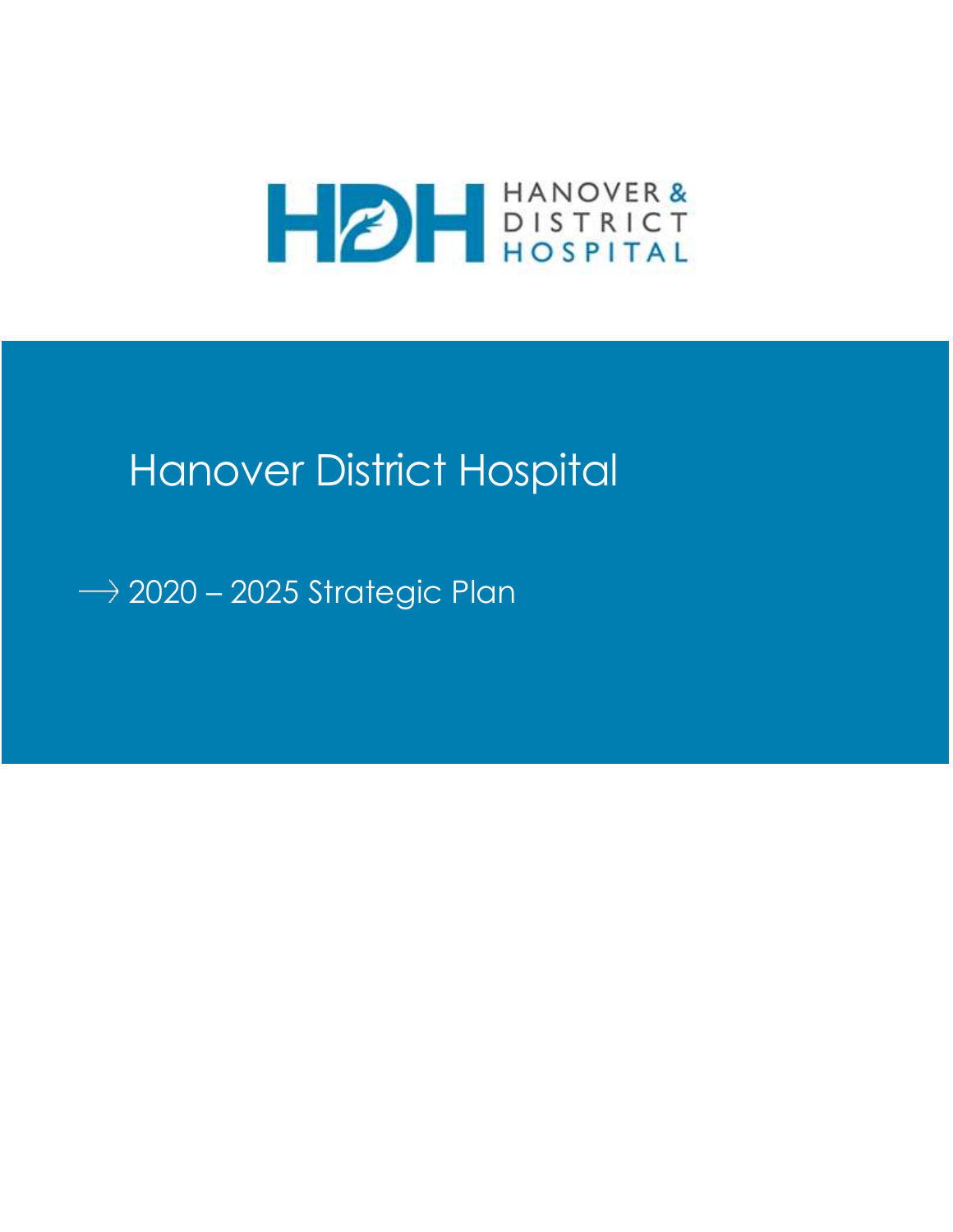HDH HANOVER & DISTRICT HOSPITAL

# Hanover District Hospital

→ 2020 – 2025 Strategic Plan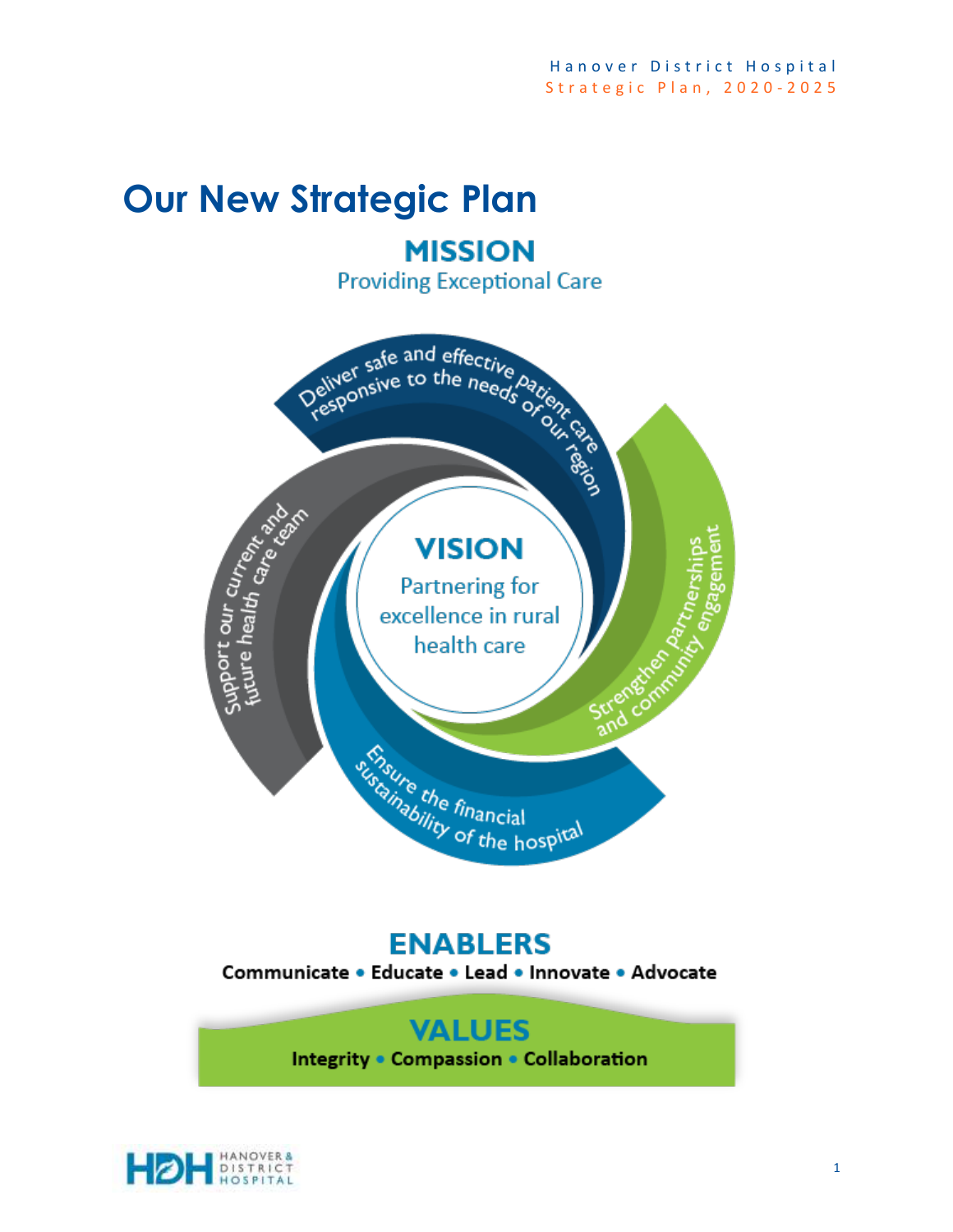# Our New Strategic Plan

## MISSION

Providing Exceptional Care

## VISION

Partnering for excellence in rural health care

- Deliver safe and effective patient care responsive to the needs of our region
- Strengthen partnerships and community engagement
- Ensure the financial sustainability of the hospital
- Support our current and future health care team

## ENABLERS

Communicate • Educate • Lead • Innovate • Advocate

## VALUES

Integrity • Compassion • Collaboration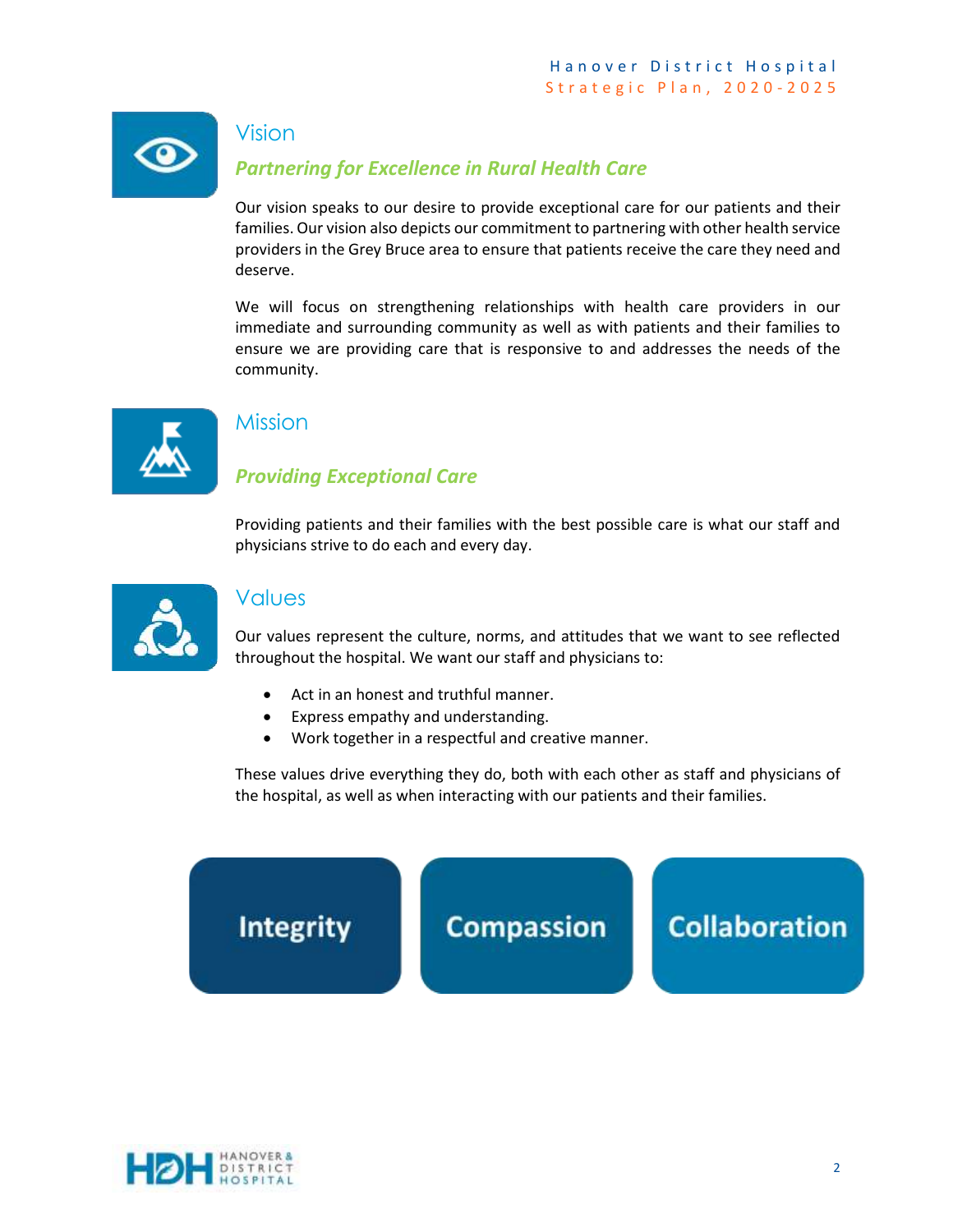## Vision

### *Partnering for Excellence in Rural Health Care*

Our vision speaks to our desire to provide exceptional care for our patients and their families. Our vision also depicts our commitment to partnering with other health service providers in the Grey Bruce area to ensure that patients receive the care they need and deserve.

We will focus on strengthening relationships with health care providers in our immediate and surrounding community as well as with patients and their families to ensure we are providing care that is responsive to and addresses the needs of the community.

## Mission

### *Providing Exceptional Care*

Providing patients and their families with the best possible care is what our staff and physicians strive to do each and every day.

## Values

Our values represent the culture, norms, and attitudes that we want to see reflected throughout the hospital. We want our staff and physicians to:

- Act in an honest and truthful manner.
- Express empathy and understanding.
- Work together in a respectful and creative manner.

These values drive everything they do, both with each other as staff and physicians of the hospital, as well as when interacting with our patients and their families.

**Integrity** | **Compassion** | **Collaboration**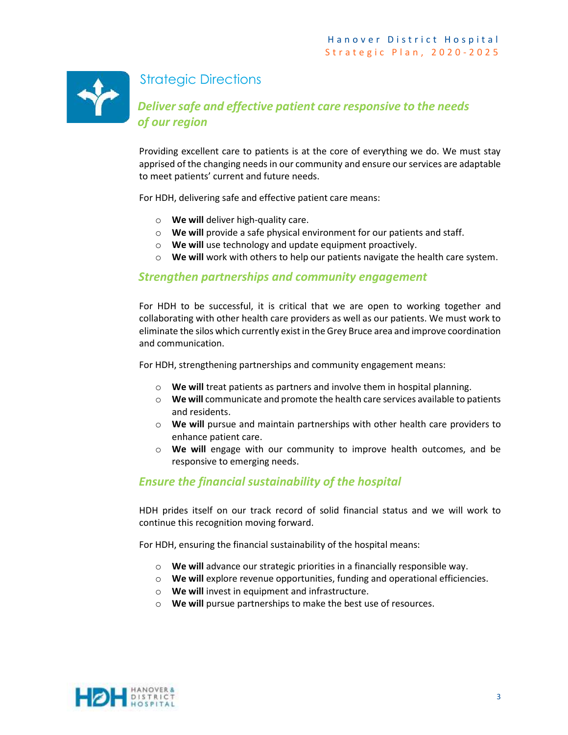# Strategic Directions

## *Deliver safe and effective patient care responsive to the needs of our region*

Providing excellent care to patients is at the core of everything we do. We must stay apprised of the changing needs in our community and ensure our services are adaptable to meet patients' current and future needs.

For HDH, delivering safe and effective patient care means:

- **We will** deliver high-quality care.
- **We will** provide a safe physical environment for our patients and staff.
- **We will** use technology and update equipment proactively.
- **We will** work with others to help our patients navigate the health care system.

## *Strengthen partnerships and community engagement*

For HDH to be successful, it is critical that we are open to working together and collaborating with other health care providers as well as our patients. We must work to eliminate the silos which currently exist in the Grey Bruce area and improve coordination and communication.

For HDH, strengthening partnerships and community engagement means:

- **We will** treat patients as partners and involve them in hospital planning.
- **We will** communicate and promote the health care services available to patients and residents.
- **We will** pursue and maintain partnerships with other health care providers to enhance patient care.
- **We will** engage with our community to improve health outcomes, and be responsive to emerging needs.

## *Ensure the financial sustainability of the hospital*

HDH prides itself on our track record of solid financial status and we will work to continue this recognition moving forward.

For HDH, ensuring the financial sustainability of the hospital means:

- **We will** advance our strategic priorities in a financially responsible way.
- **We will** explore revenue opportunities, funding and operational efficiencies.
- **We will** invest in equipment and infrastructure.
- **We will** pursue partnerships to make the best use of resources.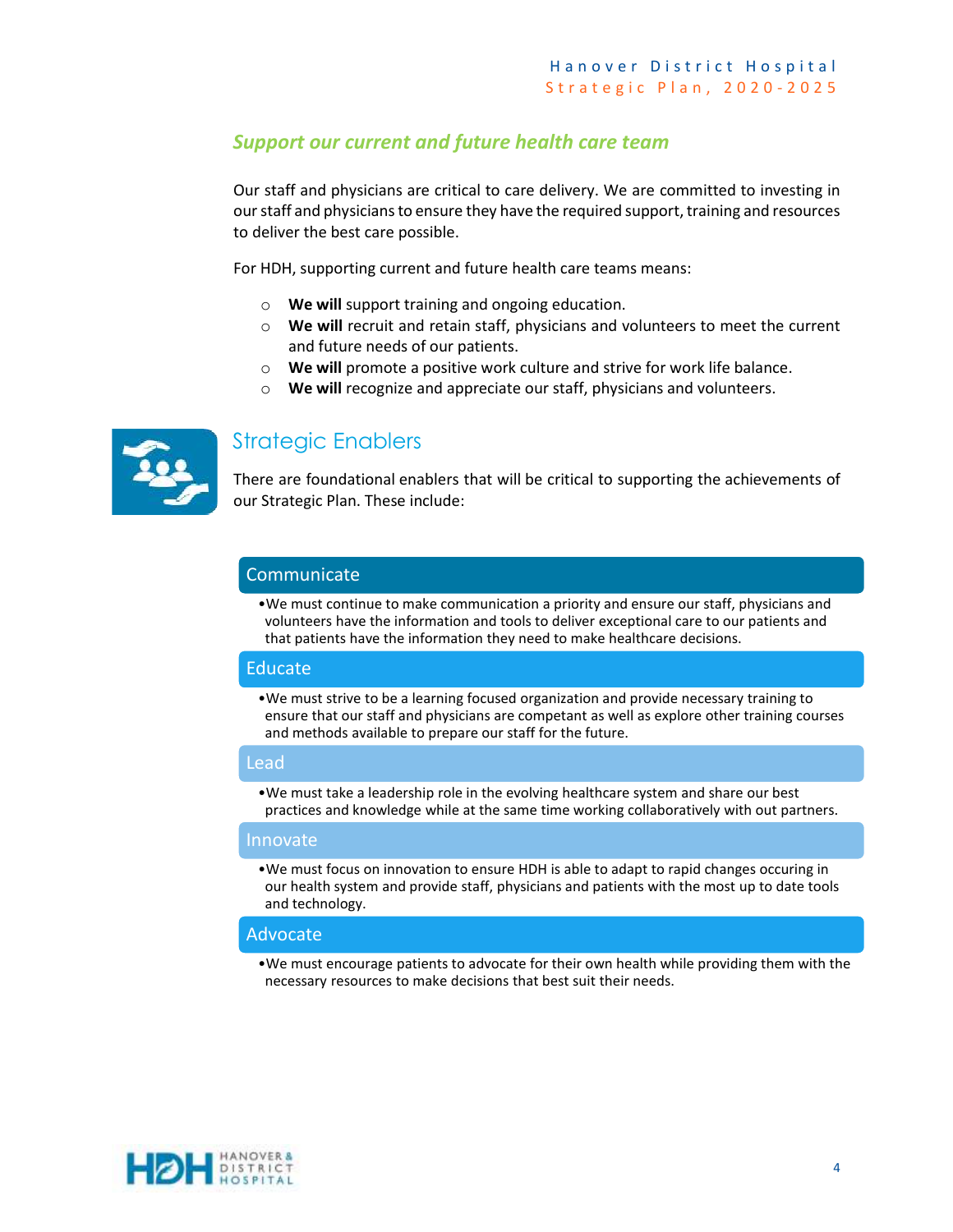## *Support our current and future health care team*

Our staff and physicians are critical to care delivery. We are committed to investing in our staff and physicians to ensure they have the required support, training and resources to deliver the best care possible.

For HDH, supporting current and future health care teams means:

- **We will** support training and ongoing education.
- **We will** recruit and retain staff, physicians and volunteers to meet the current and future needs of our patients.
- **We will** promote a positive work culture and strive for work life balance.
- **We will** recognize and appreciate our staff, physicians and volunteers.

## Strategic Enablers

There are foundational enablers that will be critical to supporting the achievements of our Strategic Plan. These include:

### Communicate

- We must continue to make communication a priority and ensure our staff, physicians and volunteers have the information and tools to deliver exceptional care to our patients and that patients have the information they need to make healthcare decisions.

### Educate

- We must strive to be a learning focused organization and provide necessary training to ensure that our staff and physicians are competant as well as explore other training courses and methods available to prepare our staff for the future.

### Lead

- We must take a leadership role in the evolving healthcare system and share our best practices and knowledge while at the same time working collaboratively with out partners.

### Innovate

- We must focus on innovation to ensure HDH is able to adapt to rapid changes occuring in our health system and provide staff, physicians and patients with the most up to date tools and technology.

### Advocate

- We must encourage patients to advocate for their own health while providing them with the necessary resources to make decisions that best suit their needs.